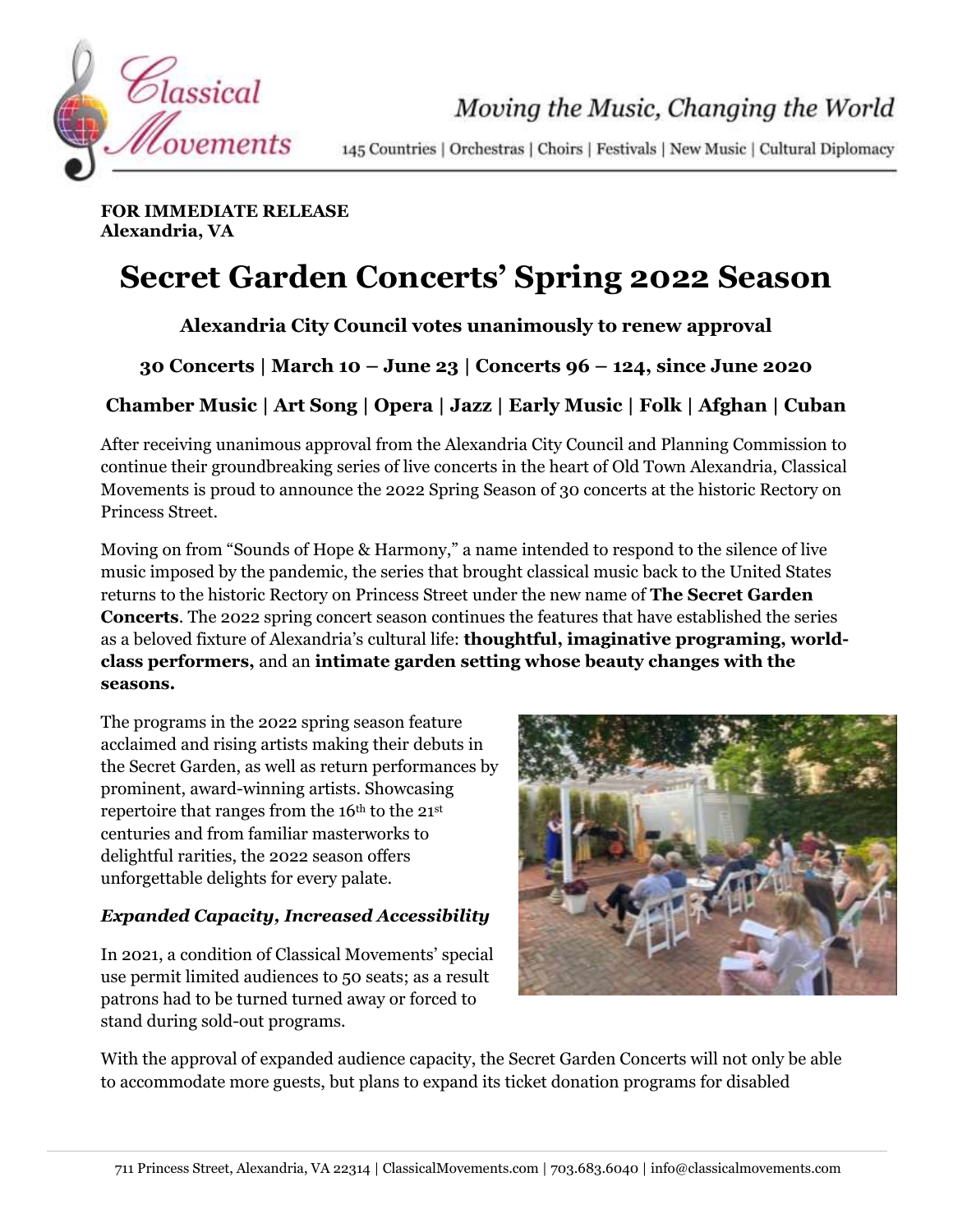**FOR IMMEDIATE RELEASE**
**Alexandria, VA**

# Secret Garden Concerts' Spring 2022 Season

### Alexandria City Council votes unanimously to renew approval

### 30 Concerts | March 10 – June 23 | Concerts 96 – 124, since June 2020

### Chamber Music | Art Song | Opera | Jazz | Early Music | Folk | Afghan | Cuban

After receiving unanimous approval from the Alexandria City Council and Planning Commission to continue their groundbreaking series of live concerts in the heart of Old Town Alexandria, Classical Movements is proud to announce the 2022 Spring Season of 30 concerts at the historic Rectory on Princess Street.

Moving on from "Sounds of Hope & Harmony," a name intended to respond to the silence of live music imposed by the pandemic, the series that brought classical music back to the United States returns to the historic Rectory on Princess Street under the new name of **The Secret Garden Concerts**. The 2022 spring concert season continues the features that have established the series as a beloved fixture of Alexandria's cultural life: **thoughtful, imaginative programing, world-class performers,** and an **intimate garden setting whose beauty changes with the seasons.**

The programs in the 2022 spring season feature acclaimed and rising artists making their debuts in the Secret Garden, as well as return performances by prominent, award-winning artists. Showcasing repertoire that ranges from the 16th to the 21st centuries and from familiar masterworks to delightful rarities, the 2022 season offers unforgettable delights for every palate.

***Expanded Capacity, Increased Accessibility***

In 2021, a condition of Classical Movements' special use permit limited audiences to 50 seats; as a result patrons had to be turned turned away or forced to stand during sold-out programs.

With the approval of expanded audience capacity, the Secret Garden Concerts will not only be able to accommodate more guests, but plans to expand its ticket donation programs for disabled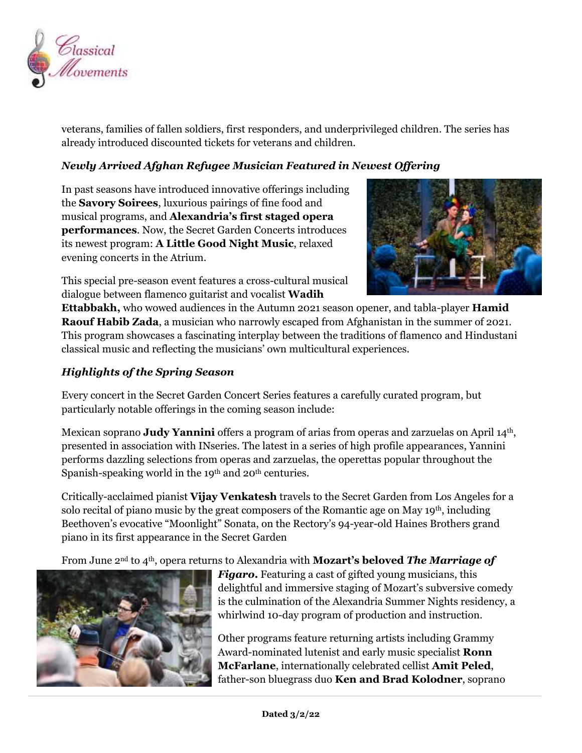veterans, families of fallen soldiers, first responders, and underprivileged children. The series has already introduced discounted tickets for veterans and children.

### *Newly Arrived Afghan Refugee Musician Featured in Newest Offering*

In past seasons have introduced innovative offerings including the **Savory Soirees**, luxurious pairings of fine food and musical programs, and **Alexandria's first staged opera performances**. Now, the Secret Garden Concerts introduces its newest program: **A Little Good Night Music**, relaxed evening concerts in the Atrium.

This special pre-season event features a cross-cultural musical dialogue between flamenco guitarist and vocalist **Wadih Ettabbakh,** who wowed audiences in the Autumn 2021 season opener, and tabla-player **Hamid Raouf Habib Zada**, a musician who narrowly escaped from Afghanistan in the summer of 2021. This program showcases a fascinating interplay between the traditions of flamenco and Hindustani classical music and reflecting the musicians' own multicultural experiences.

### *Highlights of the Spring Season*

Every concert in the Secret Garden Concert Series features a carefully curated program, but particularly notable offerings in the coming season include:

Mexican soprano **Judy Yannini** offers a program of arias from operas and zarzuelas on April 14th, presented in association with INseries. The latest in a series of high profile appearances, Yannini performs dazzling selections from operas and zarzuelas, the operettas popular throughout the Spanish-speaking world in the 19th and 20th centuries.

Critically-acclaimed pianist **Vijay Venkatesh** travels to the Secret Garden from Los Angeles for a solo recital of piano music by the great composers of the Romantic age on May 19th, including Beethoven's evocative "Moonlight" Sonata, on the Rectory's 94-year-old Haines Brothers grand piano in its first appearance in the Secret Garden

From June 2nd to 4th, opera returns to Alexandria with **Mozart's beloved *The Marriage of Figaro*.** Featuring a cast of gifted young musicians, this delightful and immersive staging of Mozart's subversive comedy is the culmination of the Alexandria Summer Nights residency, a whirlwind 10-day program of production and instruction.

Other programs feature returning artists including Grammy Award-nominated lutenist and early music specialist **Ronn McFarlane**, internationally celebrated cellist **Amit Peled**, father-son bluegrass duo **Ken and Brad Kolodner**, soprano

**Dated 3/2/22**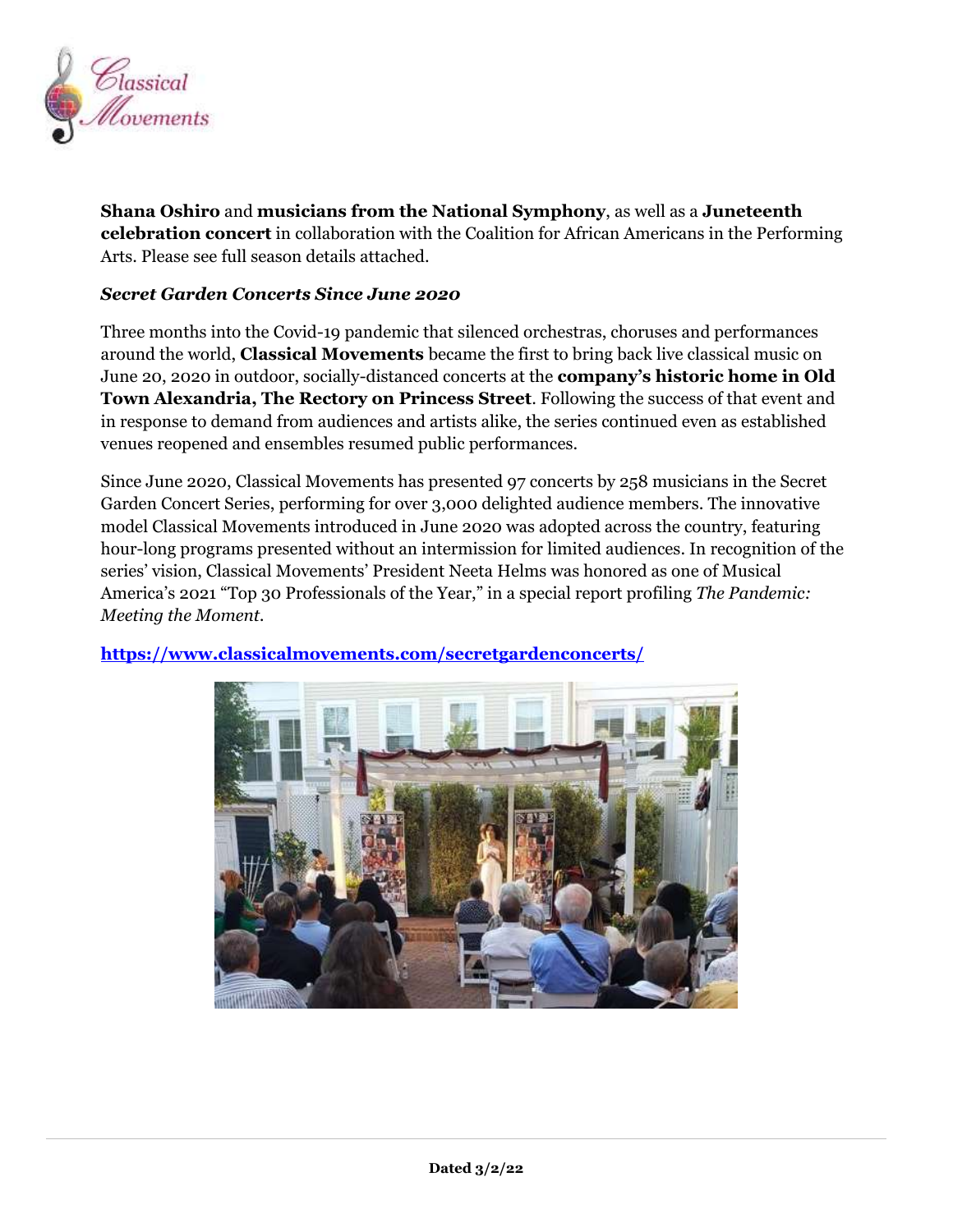**Shana Oshiro** and **musicians from the National Symphony**, as well as a **Juneteenth celebration concert** in collaboration with the Coalition for African Americans in the Performing Arts. Please see full season details attached.

***Secret Garden Concerts Since June 2020***

Three months into the Covid-19 pandemic that silenced orchestras, choruses and performances around the world, **Classical Movements** became the first to bring back live classical music on June 20, 2020 in outdoor, socially-distanced concerts at the **company's historic home in Old Town Alexandria, The Rectory on Princess Street**. Following the success of that event and in response to demand from audiences and artists alike, the series continued even as established venues reopened and ensembles resumed public performances.

Since June 2020, Classical Movements has presented 97 concerts by 258 musicians in the Secret Garden Concert Series, performing for over 3,000 delighted audience members. The innovative model Classical Movements introduced in June 2020 was adopted across the country, featuring hour-long programs presented without an intermission for limited audiences. In recognition of the series' vision, Classical Movements' President Neeta Helms was honored as one of Musical America's 2021 "Top 30 Professionals of the Year," in a special report profiling *The Pandemic: Meeting the Moment*.

**https://www.classicalmovements.com/secretgardenconcerts/**

**Dated 3/2/22**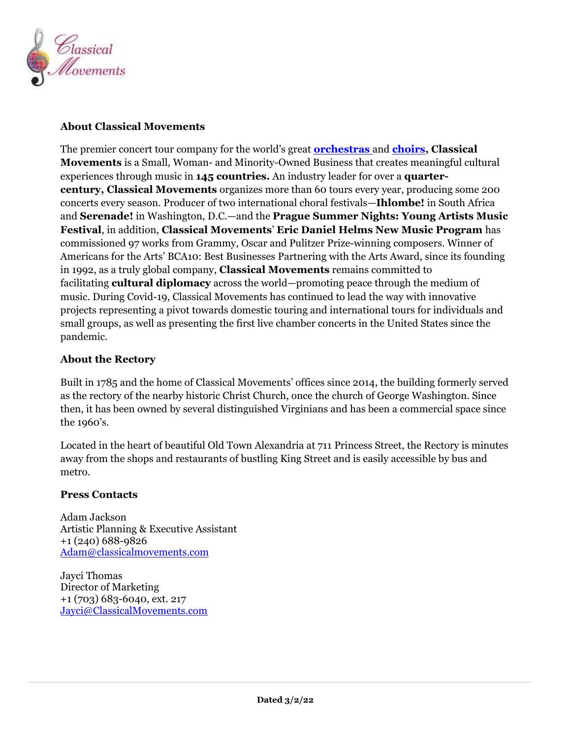### About Classical Movements

The premier concert tour company for the world's great **orchestras** and **choirs, Classical Movements** is a Small, Woman- and Minority-Owned Business that creates meaningful cultural experiences through music in **145 countries.** An industry leader for over a **quarter-century, Classical Movements** organizes more than 60 tours every year, producing some 200 concerts every season. Producer of two international choral festivals—**Ihlombe!** in South Africa and **Serenade!** in Washington, D.C.—and the **Prague Summer Nights: Young Artists Music Festival**, in addition, **Classical Movements**' **Eric Daniel Helms New Music Program** has commissioned 97 works from Grammy, Oscar and Pulitzer Prize-winning composers. Winner of Americans for the Arts' BCA10: Best Businesses Partnering with the Arts Award, since its founding in 1992, as a truly global company, **Classical Movements** remains committed to facilitating **cultural diplomacy** across the world—promoting peace through the medium of music. During Covid-19, Classical Movements has continued to lead the way with innovative projects representing a pivot towards domestic touring and international tours for individuals and small groups, as well as presenting the first live chamber concerts in the United States since the pandemic.

### About the Rectory

Built in 1785 and the home of Classical Movements' offices since 2014, the building formerly served as the rectory of the nearby historic Christ Church, once the church of George Washington. Since then, it has been owned by several distinguished Virginians and has been a commercial space since the 1960's.

Located in the heart of beautiful Old Town Alexandria at 711 Princess Street, the Rectory is minutes away from the shops and restaurants of bustling King Street and is easily accessible by bus and metro.

### Press Contacts

Adam Jackson
Artistic Planning & Executive Assistant
+1 (240) 688-9826
Adam@classicalmovements.com

Jayci Thomas
Director of Marketing
+1 (703) 683-6040, ext. 217
Jayci@ClassicalMovements.com

**Dated 3/2/22**